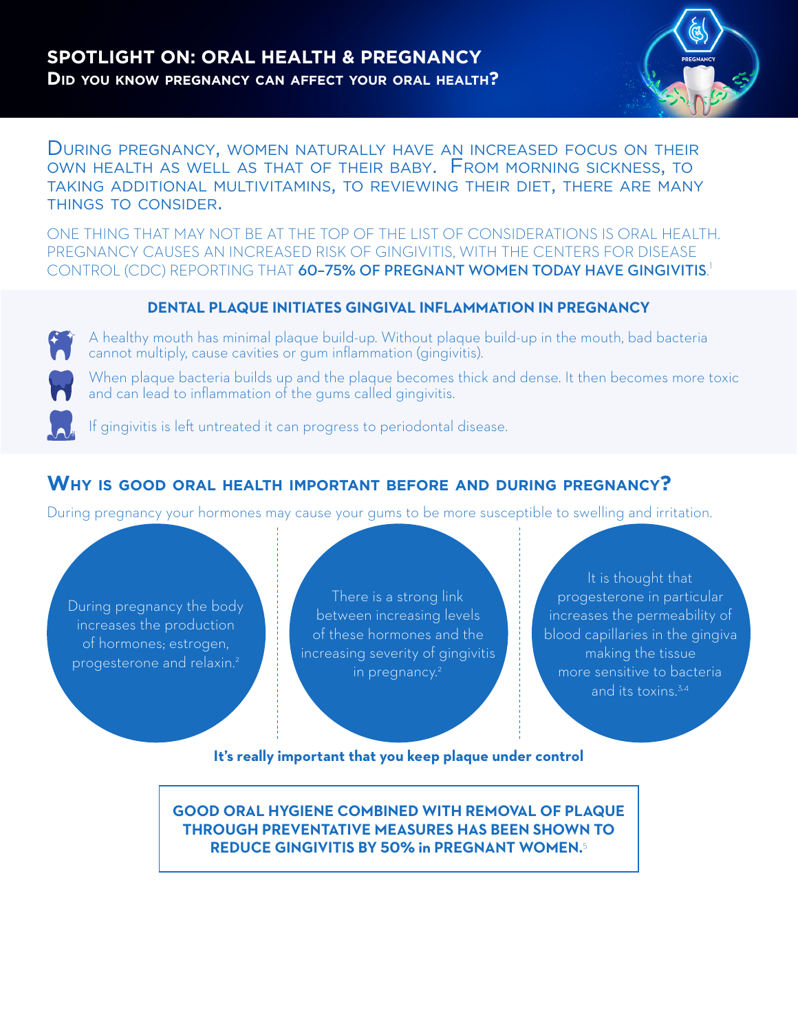# SPOTLIGHT ON: ORAL HEALTH & PREGNANCY

## Did you know pregnancy can affect your oral health?

During pregnancy, women naturally have an increased focus on their own health as well as that of their baby. From morning sickness, to taking additional multivitamins, to reviewing their diet, there are many things to consider.

ONE THING THAT MAY NOT BE AT THE TOP OF THE LIST OF CONSIDERATIONS IS ORAL HEALTH. PREGNANCY CAUSES AN INCREASED RISK OF GINGIVITIS, WITH THE CENTERS FOR DISEASE CONTROL (CDC) REPORTING THAT **60–75% OF PREGNANT WOMEN TODAY HAVE GINGIVITIS**.[1]

### DENTAL PLAQUE INITIATES GINGIVAL INFLAMMATION IN PREGNANCY

- A healthy mouth has minimal plaque build-up. Without plaque build-up in the mouth, bad bacteria cannot multiply, cause cavities or gum inflammation (gingivitis).
- When plaque bacteria builds up and the plaque becomes thick and dense. It then becomes more toxic and can lead to inflammation of the gums called gingivitis.
- If gingivitis is left untreated it can progress to periodontal disease.

## Why is good oral health important before and during pregnancy?

During pregnancy your hormones may cause your gums to be more susceptible to swelling and irritation.

- During pregnancy the body increases the production of hormones; estrogen, progesterone and relaxin.[2]
- There is a strong link between increasing levels of these hormones and the increasing severity of gingivitis in pregnancy.[2]
- It is thought that progesterone in particular increases the permeability of blood capillaries in the gingiva making the tissue more sensitive to bacteria and its toxins.[3,4]

**It's really important that you keep plaque under control**

**GOOD ORAL HYGIENE COMBINED WITH REMOVAL OF PLAQUE THROUGH PREVENTATIVE MEASURES HAS BEEN SHOWN TO REDUCE GINGIVITIS BY 50% in PREGNANT WOMEN.**[5]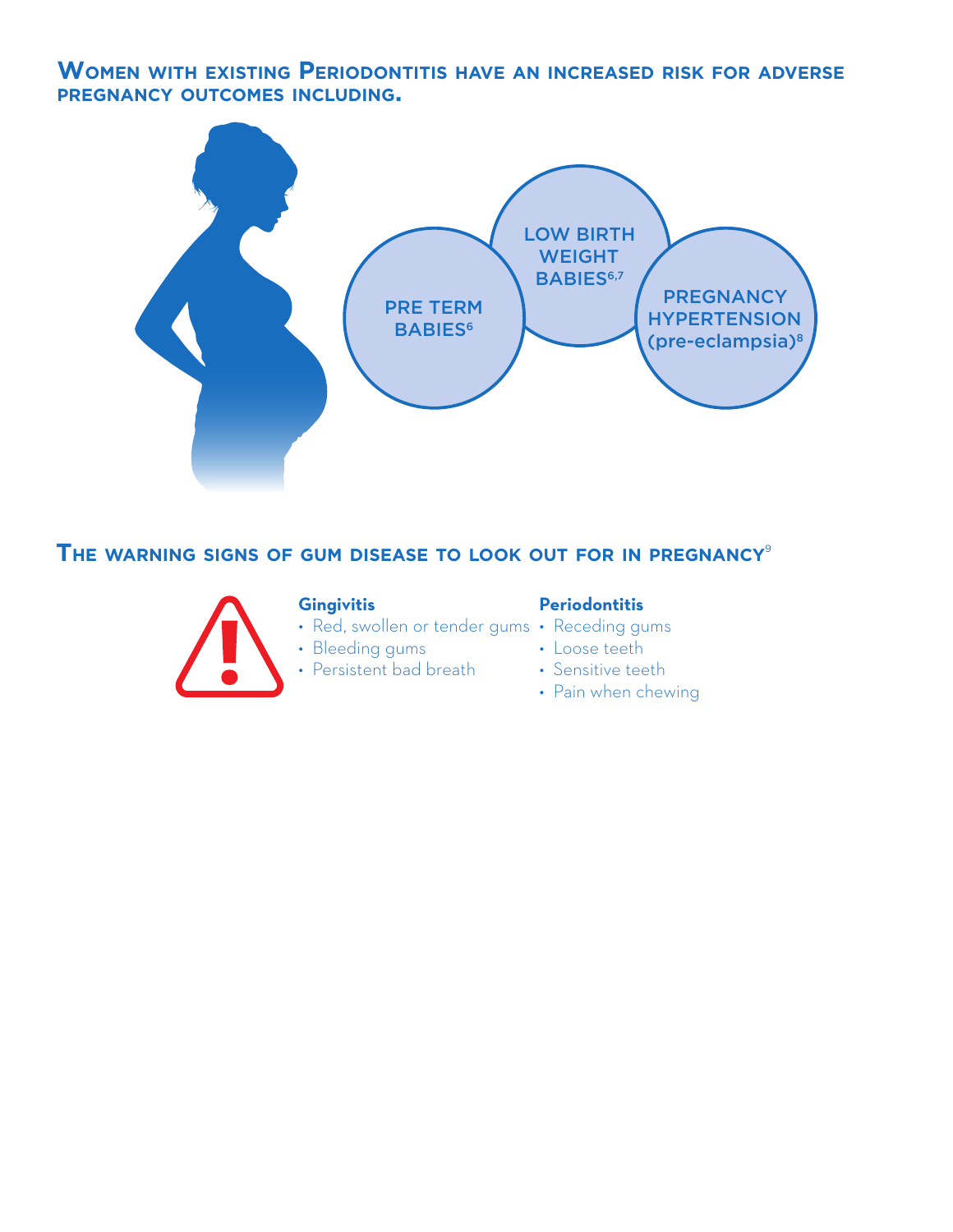## Women with existing Periodontitis have an increased risk for adverse pregnancy outcomes including.

- PRE TERM BABIES[6]
- LOW BIRTH WEIGHT BABIES[6,7]
- PREGNANCY HYPERTENSION (pre-eclampsia)[8]

## The warning signs of gum disease to look out for in pregnancy[9]

**Gingivitis**

- Red, swollen or tender gums
- Bleeding gums
- Persistent bad breath

**Periodontitis**

- Receding gums
- Loose teeth
- Sensitive teeth
- Pain when chewing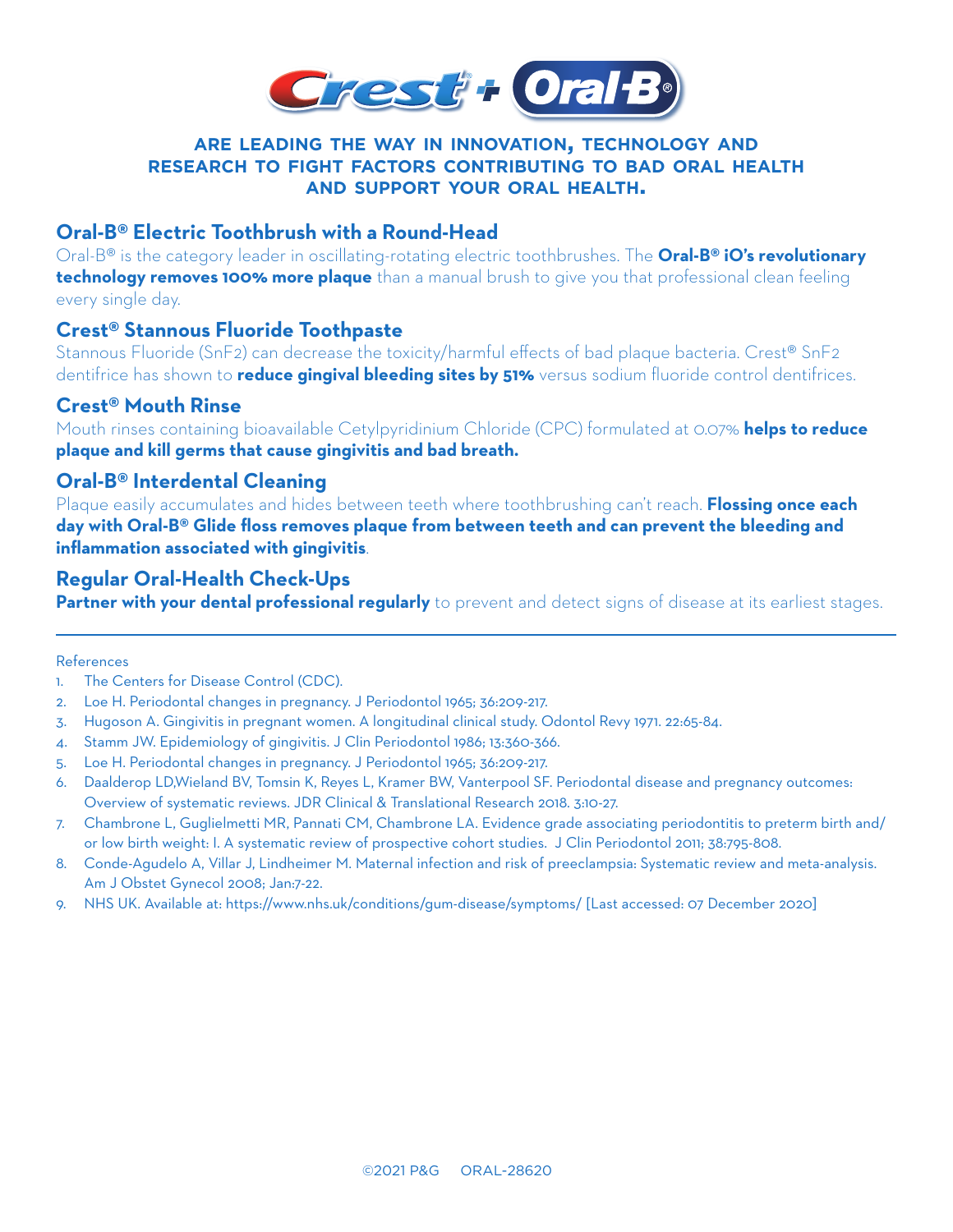Crest + Oral-B

**ARE LEADING THE WAY IN INNOVATION, TECHNOLOGY AND RESEARCH TO FIGHT FACTORS CONTRIBUTING TO BAD ORAL HEALTH AND SUPPORT YOUR ORAL HEALTH.**

## Oral-B® Electric Toothbrush with a Round-Head

Oral-B® is the category leader in oscillating-rotating electric toothbrushes. The **Oral-B® iO's revolutionary technology removes 100% more plaque** than a manual brush to give you that professional clean feeling every single day.

## Crest® Stannous Fluoride Toothpaste

Stannous Fluoride ($SnF_2$) can decrease the toxicity/harmful effects of bad plaque bacteria. Crest® $SnF_2$ dentifrice has shown to **reduce gingival bleeding sites by 51%** versus sodium fluoride control dentifrices.

## Crest® Mouth Rinse

Mouth rinses containing bioavailable Cetylpyridinium Chloride (CPC) formulated at 0.07% **helps to reduce plaque and kill germs that cause gingivitis and bad breath.**

## Oral-B® Interdental Cleaning

Plaque easily accumulates and hides between teeth where toothbrushing can't reach. **Flossing once each day with Oral-B® Glide floss removes plaque from between teeth and can prevent the bleeding and inflammation associated with gingivitis**.

## Regular Oral-Health Check-Ups

**Partner with your dental professional regularly** to prevent and detect signs of disease at its earliest stages.

---

References

1. The Centers for Disease Control (CDC).
2. Loe H. Periodontal changes in pregnancy. J Periodontol 1965; 36:209-217.
3. Hugoson A. Gingivitis in pregnant women. A longitudinal clinical study. Odontol Revy 1971. 22:65-84.
4. Stamm JW. Epidemiology of gingivitis. J Clin Periodontol 1986; 13:360-366.
5. Loe H. Periodontal changes in pregnancy. J Periodontol 1965; 36:209-217.
6. Daalderop LD,Wieland BV, Tomsin K, Reyes L, Kramer BW, Vanterpool SF. Periodontal disease and pregnancy outcomes: Overview of systematic reviews. JDR Clinical & Translational Research 2018. 3:10-27.
7. Chambrone L, Guglielmetti MR, Pannati CM, Chambrone LA. Evidence grade associating periodontitis to preterm birth and/or low birth weight: I. A systematic review of prospective cohort studies. J Clin Periodontol 2011; 38:795-808.
8. Conde-Agudelo A, Villar J, Lindheimer M. Maternal infection and risk of preeclampsia: Systematic review and meta-analysis. Am J Obstet Gynecol 2008; Jan:7-22.
9. NHS UK. Available at: https://www.nhs.uk/conditions/gum-disease/symptoms/ [Last accessed: 07 December 2020]

©2021 P&G ORAL-28620